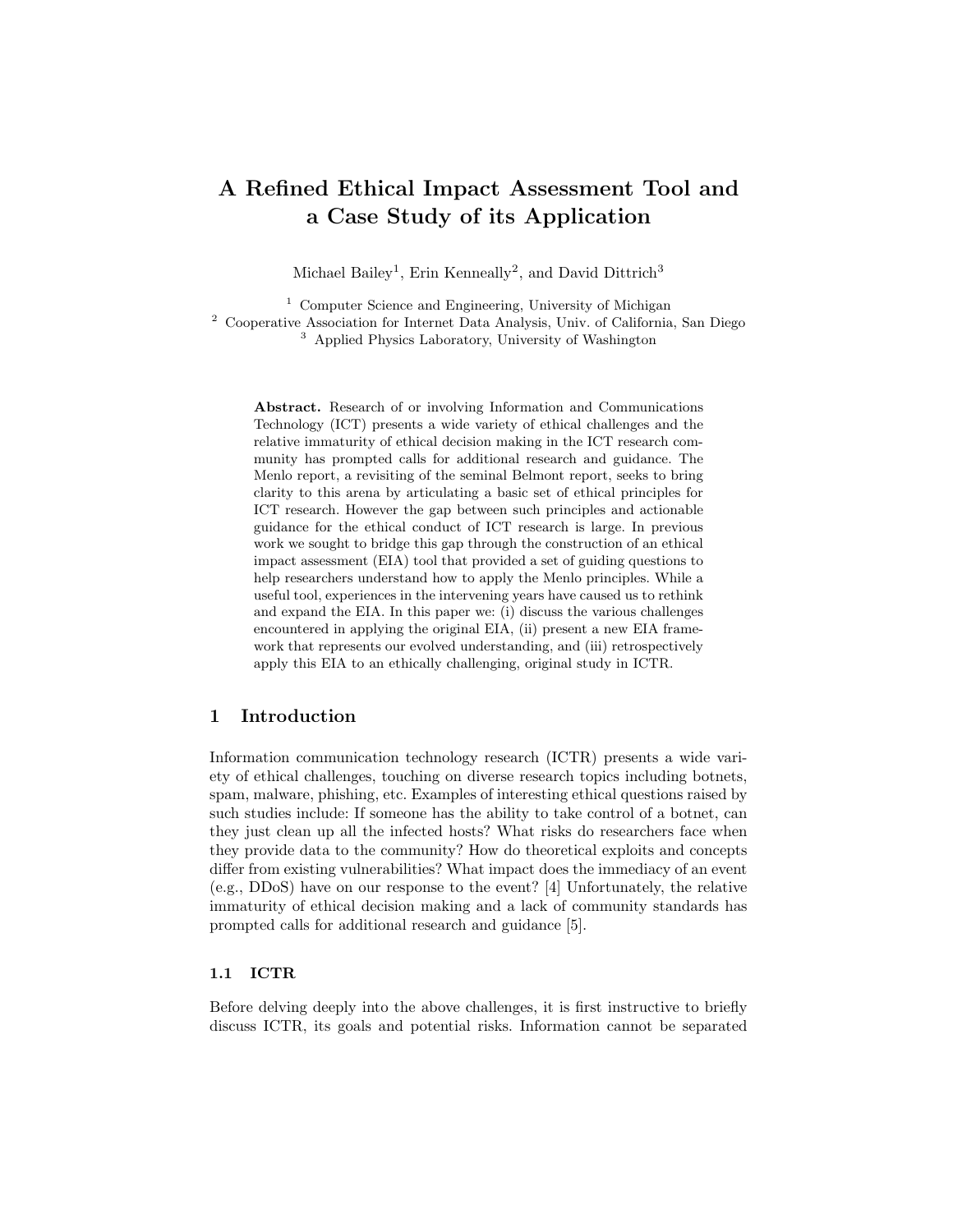# A Refined Ethical Impact Assessment Tool and a Case Study of its Application

Michael Bailey[1], Erin Kenneally[2], and David Dittrich[3]

[1] Computer Science and Engineering, University of Michigan
[2] Cooperative Association for Internet Data Analysis, Univ. of California, San Diego
[3] Applied Physics Laboratory, University of Washington

**Abstract.** Research of or involving Information and Communications Technology (ICT) presents a wide variety of ethical challenges and the relative immaturity of ethical decision making in the ICT research community has prompted calls for additional research and guidance. The Menlo report, a revisiting of the seminal Belmont report, seeks to bring clarity to this arena by articulating a basic set of ethical principles for ICT research. However the gap between such principles and actionable guidance for the ethical conduct of ICT research is large. In previous work we sought to bridge this gap through the construction of an ethical impact assessment (EIA) tool that provided a set of guiding questions to help researchers understand how to apply the Menlo principles. While a useful tool, experiences in the intervening years have caused us to rethink and expand the EIA. In this paper we: (i) discuss the various challenges encountered in applying the original EIA, (ii) present a new EIA framework that represents our evolved understanding, and (iii) retrospectively apply this EIA to an ethically challenging, original study in ICTR.

## 1 Introduction

Information communication technology research (ICTR) presents a wide variety of ethical challenges, touching on diverse research topics including botnets, spam, malware, phishing, etc. Examples of interesting ethical questions raised by such studies include: If someone has the ability to take control of a botnet, can they just clean up all the infected hosts? What risks do researchers face when they provide data to the community? How do theoretical exploits and concepts differ from existing vulnerabilities? What impact does the immediacy of an event (e.g., DDoS) have on our response to the event? [4] Unfortunately, the relative immaturity of ethical decision making and a lack of community standards has prompted calls for additional research and guidance [5].

### 1.1 ICTR

Before delving deeply into the above challenges, it is first instructive to briefly discuss ICTR, its goals and potential risks. Information cannot be separated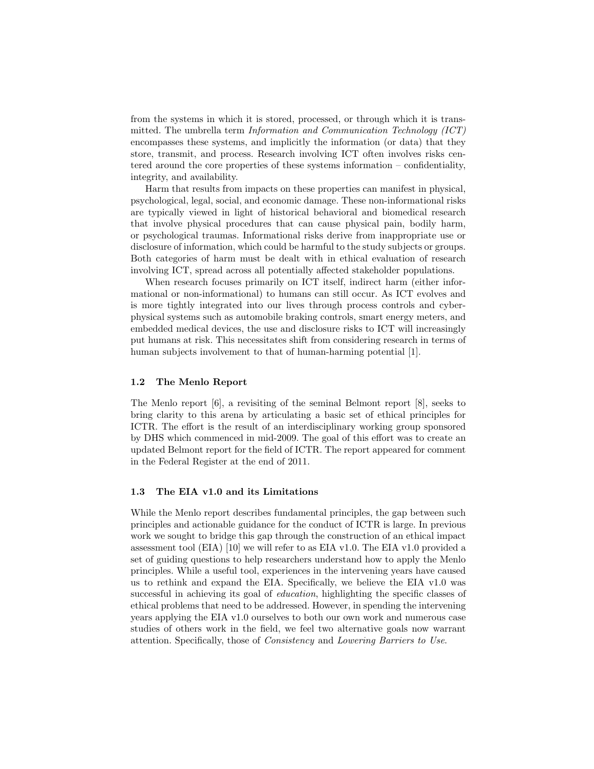from the systems in which it is stored, processed, or through which it is transmitted. The umbrella term *Information and Communication Technology (ICT)* encompasses these systems, and implicitly the information (or data) that they store, transmit, and process. Research involving ICT often involves risks centered around the core properties of these systems information – confidentiality, integrity, and availability.

Harm that results from impacts on these properties can manifest in physical, psychological, legal, social, and economic damage. These non-informational risks are typically viewed in light of historical behavioral and biomedical research that involve physical procedures that can cause physical pain, bodily harm, or psychological traumas. Informational risks derive from inappropriate use or disclosure of information, which could be harmful to the study subjects or groups. Both categories of harm must be dealt with in ethical evaluation of research involving ICT, spread across all potentially affected stakeholder populations.

When research focuses primarily on ICT itself, indirect harm (either informational or non-informational) to humans can still occur. As ICT evolves and is more tightly integrated into our lives through process controls and cyber-physical systems such as automobile braking controls, smart energy meters, and embedded medical devices, the use and disclosure risks to ICT will increasingly put humans at risk. This necessitates shift from considering research in terms of human subjects involvement to that of human-harming potential [1].

### 1.2 The Menlo Report

The Menlo report [6], a revisiting of the seminal Belmont report [8], seeks to bring clarity to this arena by articulating a basic set of ethical principles for ICTR. The effort is the result of an interdisciplinary working group sponsored by DHS which commenced in mid-2009. The goal of this effort was to create an updated Belmont report for the field of ICTR. The report appeared for comment in the Federal Register at the end of 2011.

### 1.3 The EIA v1.0 and its Limitations

While the Menlo report describes fundamental principles, the gap between such principles and actionable guidance for the conduct of ICTR is large. In previous work we sought to bridge this gap through the construction of an ethical impact assessment tool (EIA) [10] we will refer to as EIA v1.0. The EIA v1.0 provided a set of guiding questions to help researchers understand how to apply the Menlo principles. While a useful tool, experiences in the intervening years have caused us to rethink and expand the EIA. Specifically, we believe the EIA v1.0 was successful in achieving its goal of *education*, highlighting the specific classes of ethical problems that need to be addressed. However, in spending the intervening years applying the EIA v1.0 ourselves to both our own work and numerous case studies of others work in the field, we feel two alternative goals now warrant attention. Specifically, those of *Consistency* and *Lowering Barriers to Use*.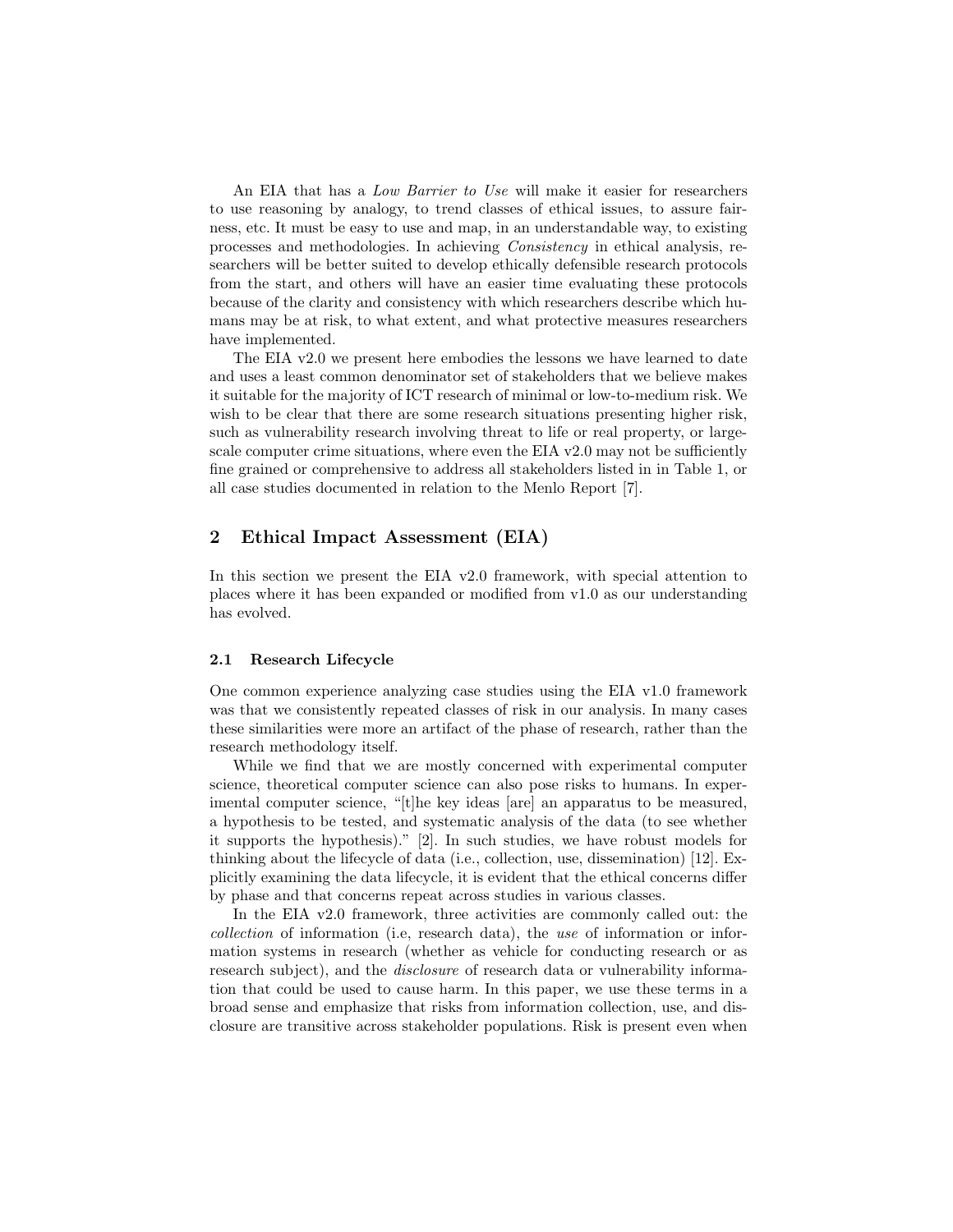An EIA that has a *Low Barrier to Use* will make it easier for researchers to use reasoning by analogy, to trend classes of ethical issues, to assure fairness, etc. It must be easy to use and map, in an understandable way, to existing processes and methodologies. In achieving *Consistency* in ethical analysis, researchers will be better suited to develop ethically defensible research protocols from the start, and others will have an easier time evaluating these protocols because of the clarity and consistency with which researchers describe which humans may be at risk, to what extent, and what protective measures researchers have implemented.

The EIA v2.0 we present here embodies the lessons we have learned to date and uses a least common denominator set of stakeholders that we believe makes it suitable for the majority of ICT research of minimal or low-to-medium risk. We wish to be clear that there are some research situations presenting higher risk, such as vulnerability research involving threat to life or real property, or large-scale computer crime situations, where even the EIA v2.0 may not be sufficiently fine grained or comprehensive to address all stakeholders listed in in Table 1, or all case studies documented in relation to the Menlo Report [7].

## 2 Ethical Impact Assessment (EIA)

In this section we present the EIA v2.0 framework, with special attention to places where it has been expanded or modified from v1.0 as our understanding has evolved.

### 2.1 Research Lifecycle

One common experience analyzing case studies using the EIA v1.0 framework was that we consistently repeated classes of risk in our analysis. In many cases these similarities were more an artifact of the phase of research, rather than the research methodology itself.

While we find that we are mostly concerned with experimental computer science, theoretical computer science can also pose risks to humans. In experimental computer science, "[t]he key ideas [are] an apparatus to be measured, a hypothesis to be tested, and systematic analysis of the data (to see whether it supports the hypothesis)." [2]. In such studies, we have robust models for thinking about the lifecycle of data (i.e., collection, use, dissemination) [12]. Explicitly examining the data lifecycle, it is evident that the ethical concerns differ by phase and that concerns repeat across studies in various classes.

In the EIA v2.0 framework, three activities are commonly called out: the *collection* of information (i.e, research data), the *use* of information or information systems in research (whether as vehicle for conducting research or as research subject), and the *disclosure* of research data or vulnerability information that could be used to cause harm. In this paper, we use these terms in a broad sense and emphasize that risks from information collection, use, and disclosure are transitive across stakeholder populations. Risk is present even when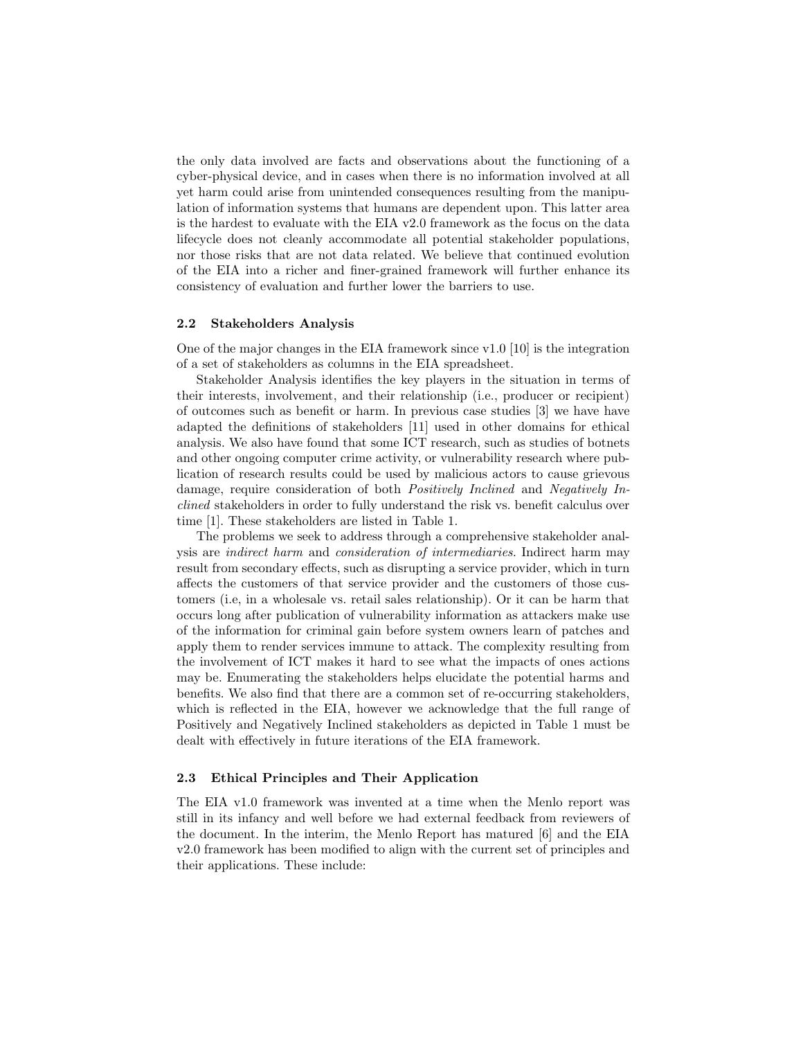the only data involved are facts and observations about the functioning of a cyber-physical device, and in cases when there is no information involved at all yet harm could arise from unintended consequences resulting from the manipulation of information systems that humans are dependent upon. This latter area is the hardest to evaluate with the EIA v2.0 framework as the focus on the data lifecycle does not cleanly accommodate all potential stakeholder populations, nor those risks that are not data related. We believe that continued evolution of the EIA into a richer and finer-grained framework will further enhance its consistency of evaluation and further lower the barriers to use.

### 2.2 Stakeholders Analysis

One of the major changes in the EIA framework since v1.0 [10] is the integration of a set of stakeholders as columns in the EIA spreadsheet.

Stakeholder Analysis identifies the key players in the situation in terms of their interests, involvement, and their relationship (i.e., producer or recipient) of outcomes such as benefit or harm. In previous case studies [3] we have have adapted the definitions of stakeholders [11] used in other domains for ethical analysis. We also have found that some ICT research, such as studies of botnets and other ongoing computer crime activity, or vulnerability research where publication of research results could be used by malicious actors to cause grievous damage, require consideration of both *Positively Inclined* and *Negatively Inclined* stakeholders in order to fully understand the risk vs. benefit calculus over time [1]. These stakeholders are listed in Table 1.

The problems we seek to address through a comprehensive stakeholder analysis are *indirect harm* and *consideration of intermediaries*. Indirect harm may result from secondary effects, such as disrupting a service provider, which in turn affects the customers of that service provider and the customers of those customers (i.e, in a wholesale vs. retail sales relationship). Or it can be harm that occurs long after publication of vulnerability information as attackers make use of the information for criminal gain before system owners learn of patches and apply them to render services immune to attack. The complexity resulting from the involvement of ICT makes it hard to see what the impacts of ones actions may be. Enumerating the stakeholders helps elucidate the potential harms and benefits. We also find that there are a common set of re-occurring stakeholders, which is reflected in the EIA, however we acknowledge that the full range of Positively and Negatively Inclined stakeholders as depicted in Table 1 must be dealt with effectively in future iterations of the EIA framework.

### 2.3 Ethical Principles and Their Application

The EIA v1.0 framework was invented at a time when the Menlo report was still in its infancy and well before we had external feedback from reviewers of the document. In the interim, the Menlo Report has matured [6] and the EIA v2.0 framework has been modified to align with the current set of principles and their applications. These include: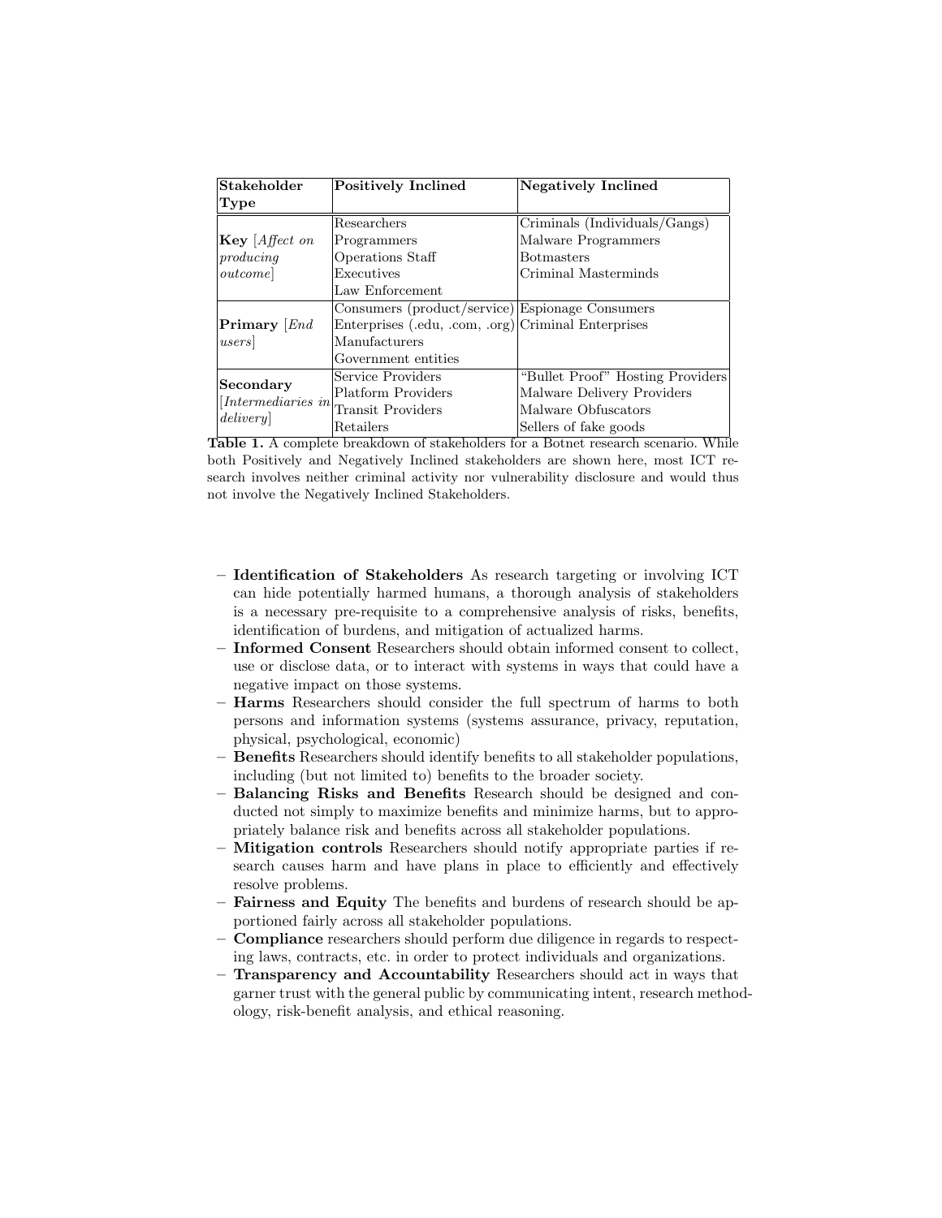| Stakeholder Type | Positively Inclined | Negatively Inclined |
|---|---|---|
| **Key** [*Affect on producing outcome*] | Researchers<br>Programmers<br>Operations Staff<br>Executives<br>Law Enforcement | Criminals (Individuals/Gangs)<br>Malware Programmers<br>Botmasters<br>Criminal Masterminds |
| **Primary** [*End users*] | Consumers (product/service)<br>Enterprises (.edu, .com, .org)<br>Manufacturers<br>Government entities | Espionage Consumers<br>Criminal Enterprises |
| **Secondary** [*Intermediaries in delivery*] | Service Providers<br>Platform Providers<br>Transit Providers<br>Retailers | "Bullet Proof" Hosting Providers<br>Malware Delivery Providers<br>Malware Obfuscators<br>Sellers of fake goods |

**Table 1.** A complete breakdown of stakeholders for a Botnet research scenario. While both Positively and Negatively Inclined stakeholders are shown here, most ICT research involves neither criminal activity nor vulnerability disclosure and would thus not involve the Negatively Inclined Stakeholders.

- **Identification of Stakeholders** As research targeting or involving ICT can hide potentially harmed humans, a thorough analysis of stakeholders is a necessary pre-requisite to a comprehensive analysis of risks, benefits, identification of burdens, and mitigation of actualized harms.
- **Informed Consent** Researchers should obtain informed consent to collect, use or disclose data, or to interact with systems in ways that could have a negative impact on those systems.
- **Harms** Researchers should consider the full spectrum of harms to both persons and information systems (systems assurance, privacy, reputation, physical, psychological, economic)
- **Benefits** Researchers should identify benefits to all stakeholder populations, including (but not limited to) benefits to the broader society.
- **Balancing Risks and Benefits** Research should be designed and conducted not simply to maximize benefits and minimize harms, but to appropriately balance risk and benefits across all stakeholder populations.
- **Mitigation controls** Researchers should notify appropriate parties if research causes harm and have plans in place to efficiently and effectively resolve problems.
- **Fairness and Equity** The benefits and burdens of research should be apportioned fairly across all stakeholder populations.
- **Compliance** researchers should perform due diligence in regards to respecting laws, contracts, etc. in order to protect individuals and organizations.
- **Transparency and Accountability** Researchers should act in ways that garner trust with the general public by communicating intent, research methodology, risk-benefit analysis, and ethical reasoning.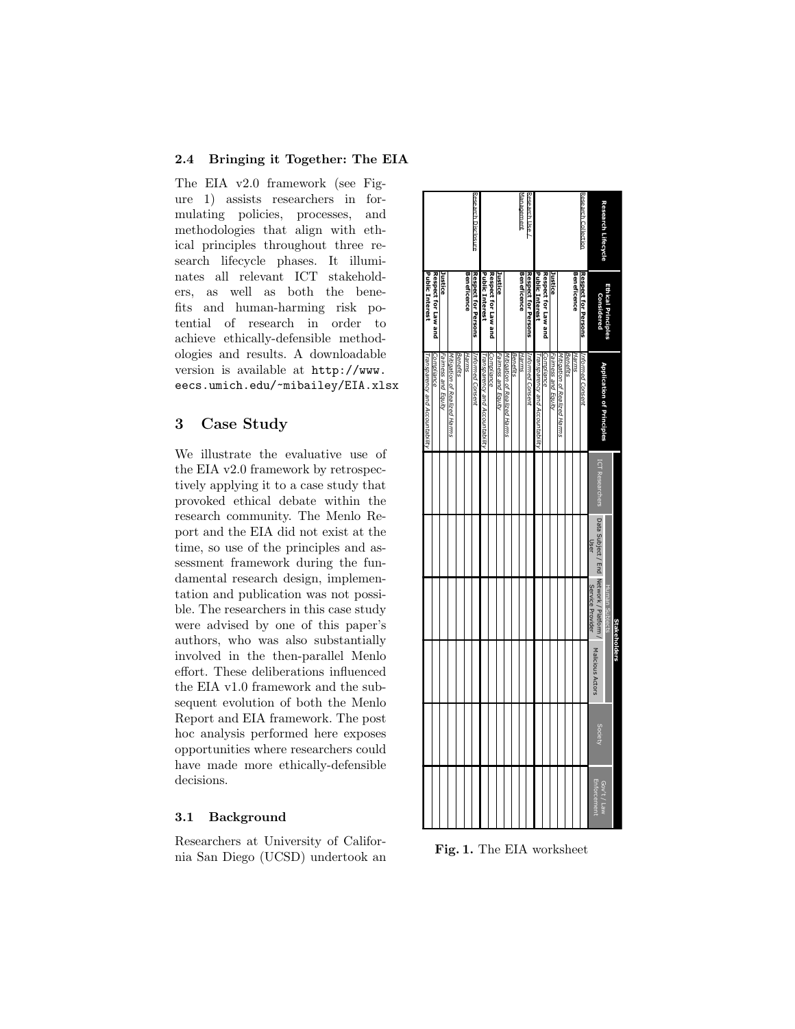### 2.4 Bringing it Together: The EIA

The EIA v2.0 framework (see Figure 1) assists researchers in formulating policies, processes, and methodologies that align with ethical principles throughout three research lifecycle phases. It illuminates all relevant ICT stakeholders, as well as both the benefits and human-harming risk potential of research in order to achieve ethically-defensible methodologies and results. A downloadable version is available at `http://www.eecs.umich.edu/~mibailey/EIA.xlsx`

| Research Lifecycle | Ethical Principles Considered | Application of Principles | Stakeholders | | | | | |
|---|---|---|---|---|---|---|---|---|
| | | | ICT Researchers | Human Subjects | | Malicious Actors | Society | Gov't / Law Enforcement |
| | | | | Data Subject / End User | Network / Platform / Service Provider | | | |
| Research Collection | **Respect for Persons** | *Informed Consent* | | | | | | |
| | **Beneficence** | *Harms* | | | | | | |
| | | *Benefits* | | | | | | |
| | | *Mitigation of Realized Harms* | | | | | | |
| | **Justice** | *Fairness and Equity* | | | | | | |
| | **Respect for Law and Public Interest** | *Compliance* | | | | | | |
| | | *Transparency and Accountability* | | | | | | |
| Research Use / Management | **Respect for Persons** | *Informed Consent* | | | | | | |
| | **Beneficence** | *Harms* | | | | | | |
| | | *Benefits* | | | | | | |
| | | *Mitigation of Realized Harms* | | | | | | |
| | **Justice** | *Fairness and Equity* | | | | | | |
| | **Respect for Law and Public Interest** | *Compliance* | | | | | | |
| | | *Transparency and Accountability* | | | | | | |
| Research Disclosure | **Respect for Persons** | *Informed Consent* | | | | | | |
| | **Beneficence** | *Harms* | | | | | | |
| | | *Benefits* | | | | | | |
| | | *Mitigation of Realized Harms* | | | | | | |
| | **Justice** | *Fairness and Equity* | | | | | | |
| | **Respect for Law and Public Interest** | *Compliance* | | | | | | |
| | | *Transparency and Accountability* | | | | | | |

**Fig. 1.** The EIA worksheet

## 3 Case Study

We illustrate the evaluative use of the EIA v2.0 framework by retrospectively applying it to a case study that provoked ethical debate within the research community. The Menlo Report and the EIA did not exist at the time, so use of the principles and assessment framework during the fundamental research design, implementation and publication was not possible. The researchers in this case study were advised by one of this paper's authors, who was also substantially involved in the then-parallel Menlo effort. These deliberations influenced the EIA v1.0 framework and the subsequent evolution of both the Menlo Report and EIA framework. The post hoc analysis performed here exposes opportunities where researchers could have made more ethically-defensible decisions.

### 3.1 Background

Researchers at University of California San Diego (UCSD) undertook an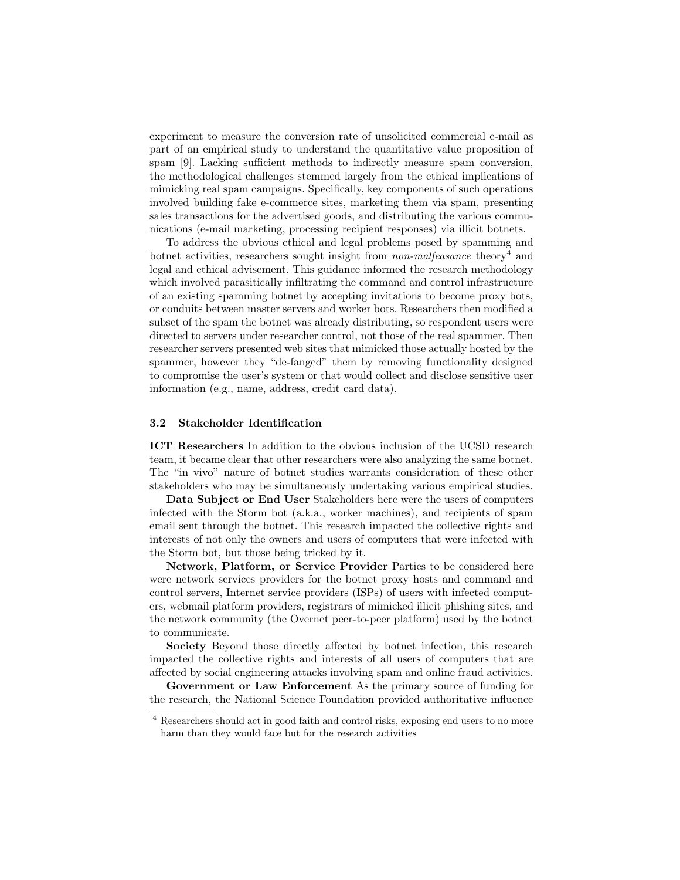experiment to measure the conversion rate of unsolicited commercial e-mail as part of an empirical study to understand the quantitative value proposition of spam [9]. Lacking sufficient methods to indirectly measure spam conversion, the methodological challenges stemmed largely from the ethical implications of mimicking real spam campaigns. Specifically, key components of such operations involved building fake e-commerce sites, marketing them via spam, presenting sales transactions for the advertised goods, and distributing the various communications (e-mail marketing, processing recipient responses) via illicit botnets.

To address the obvious ethical and legal problems posed by spamming and botnet activities, researchers sought insight from *non-malfeasance* theory[4] and legal and ethical advisement. This guidance informed the research methodology which involved parasitically infiltrating the command and control infrastructure of an existing spamming botnet by accepting invitations to become proxy bots, or conduits between master servers and worker bots. Researchers then modified a subset of the spam the botnet was already distributing, so respondent users were directed to servers under researcher control, not those of the real spammer. Then researcher servers presented web sites that mimicked those actually hosted by the spammer, however they "de-fanged" them by removing functionality designed to compromise the user's system or that would collect and disclose sensitive user information (e.g., name, address, credit card data).

### 3.2 Stakeholder Identification

**ICT Researchers** In addition to the obvious inclusion of the UCSD research team, it became clear that other researchers were also analyzing the same botnet. The "in vivo" nature of botnet studies warrants consideration of these other stakeholders who may be simultaneously undertaking various empirical studies.

**Data Subject or End User** Stakeholders here were the users of computers infected with the Storm bot (a.k.a., worker machines), and recipients of spam email sent through the botnet. This research impacted the collective rights and interests of not only the owners and users of computers that were infected with the Storm bot, but those being tricked by it.

**Network, Platform, or Service Provider** Parties to be considered here were network services providers for the botnet proxy hosts and command and control servers, Internet service providers (ISPs) of users with infected computers, webmail platform providers, registrars of mimicked illicit phishing sites, and the network community (the Overnet peer-to-peer platform) used by the botnet to communicate.

**Society** Beyond those directly affected by botnet infection, this research impacted the collective rights and interests of all users of computers that are affected by social engineering attacks involving spam and online fraud activities.

**Government or Law Enforcement** As the primary source of funding for the research, the National Science Foundation provided authoritative influence

[4] Researchers should act in good faith and control risks, exposing end users to no more harm than they would face but for the research activities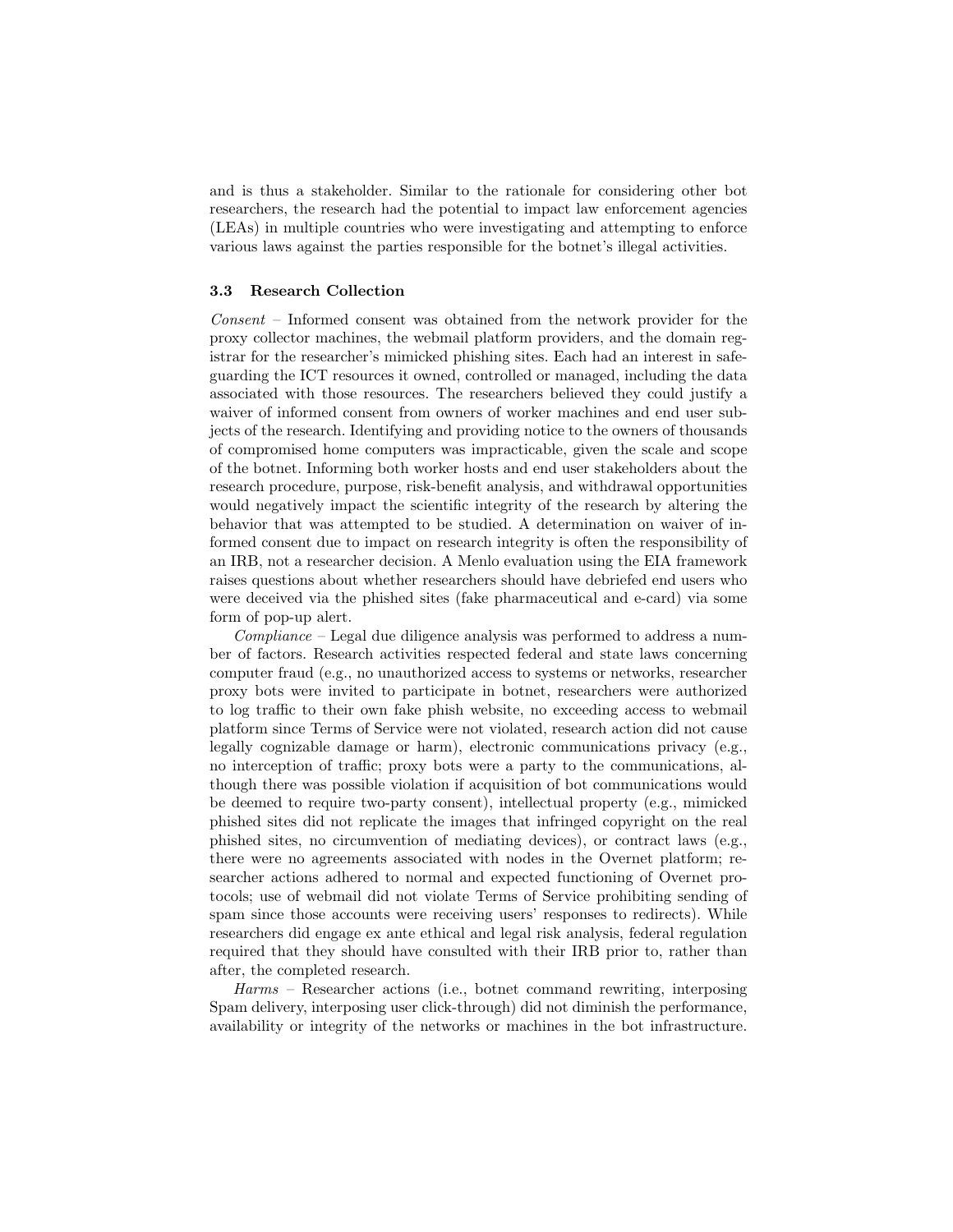and is thus a stakeholder. Similar to the rationale for considering other bot researchers, the research had the potential to impact law enforcement agencies (LEAs) in multiple countries who were investigating and attempting to enforce various laws against the parties responsible for the botnet's illegal activities.

### 3.3 Research Collection

*Consent* – Informed consent was obtained from the network provider for the proxy collector machines, the webmail platform providers, and the domain registrar for the researcher's mimicked phishing sites. Each had an interest in safeguarding the ICT resources it owned, controlled or managed, including the data associated with those resources. The researchers believed they could justify a waiver of informed consent from owners of worker machines and end user subjects of the research. Identifying and providing notice to the owners of thousands of compromised home computers was impracticable, given the scale and scope of the botnet. Informing both worker hosts and end user stakeholders about the research procedure, purpose, risk-benefit analysis, and withdrawal opportunities would negatively impact the scientific integrity of the research by altering the behavior that was attempted to be studied. A determination on waiver of informed consent due to impact on research integrity is often the responsibility of an IRB, not a researcher decision. A Menlo evaluation using the EIA framework raises questions about whether researchers should have debriefed end users who were deceived via the phished sites (fake pharmaceutical and e-card) via some form of pop-up alert.

*Compliance* – Legal due diligence analysis was performed to address a number of factors. Research activities respected federal and state laws concerning computer fraud (e.g., no unauthorized access to systems or networks, researcher proxy bots were invited to participate in botnet, researchers were authorized to log traffic to their own fake phish website, no exceeding access to webmail platform since Terms of Service were not violated, research action did not cause legally cognizable damage or harm), electronic communications privacy (e.g., no interception of traffic; proxy bots were a party to the communications, although there was possible violation if acquisition of bot communications would be deemed to require two-party consent), intellectual property (e.g., mimicked phished sites did not replicate the images that infringed copyright on the real phished sites, no circumvention of mediating devices), or contract laws (e.g., there were no agreements associated with nodes in the Overnet platform; researcher actions adhered to normal and expected functioning of Overnet protocols; use of webmail did not violate Terms of Service prohibiting sending of spam since those accounts were receiving users' responses to redirects). While researchers did engage ex ante ethical and legal risk analysis, federal regulation required that they should have consulted with their IRB prior to, rather than after, the completed research.

*Harms* – Researcher actions (i.e., botnet command rewriting, interposing Spam delivery, interposing user click-through) did not diminish the performance, availability or integrity of the networks or machines in the bot infrastructure.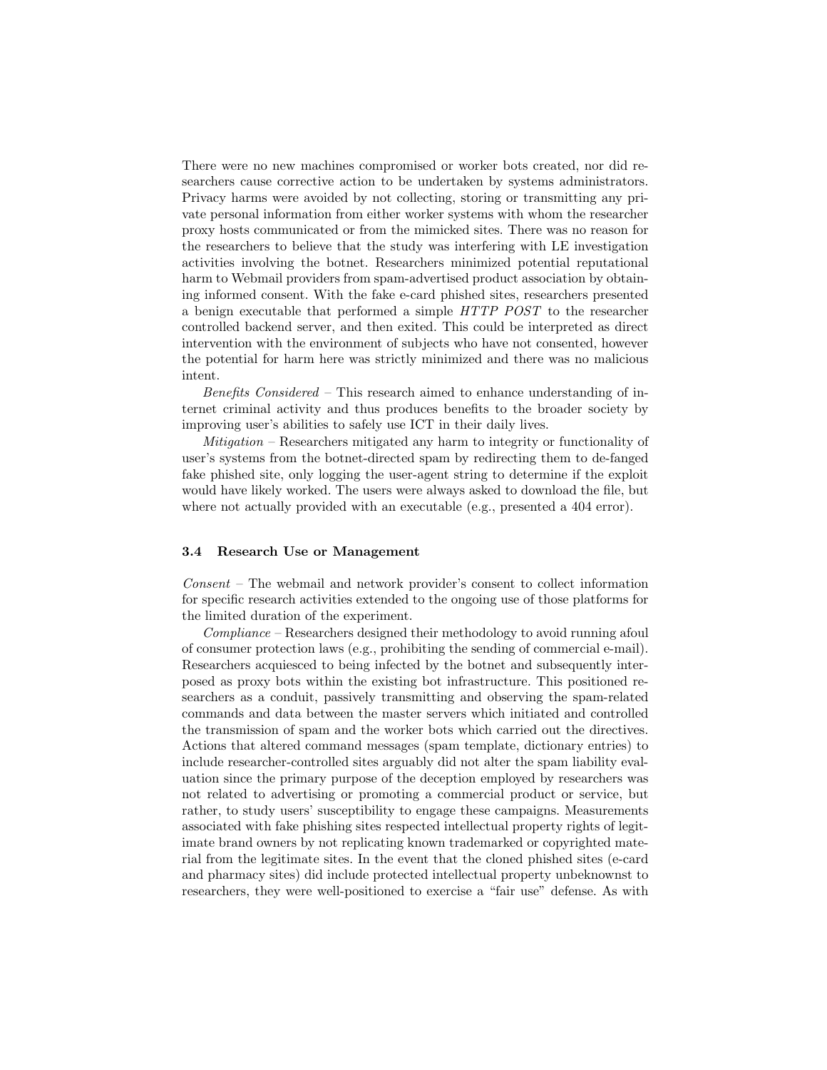There were no new machines compromised or worker bots created, nor did researchers cause corrective action to be undertaken by systems administrators. Privacy harms were avoided by not collecting, storing or transmitting any private personal information from either worker systems with whom the researcher proxy hosts communicated or from the mimicked sites. There was no reason for the researchers to believe that the study was interfering with LE investigation activities involving the botnet. Researchers minimized potential reputational harm to Webmail providers from spam-advertised product association by obtaining informed consent. With the fake e-card phished sites, researchers presented a benign executable that performed a simple *HTTP POST* to the researcher controlled backend server, and then exited. This could be interpreted as direct intervention with the environment of subjects who have not consented, however the potential for harm here was strictly minimized and there was no malicious intent.

*Benefits Considered* – This research aimed to enhance understanding of internet criminal activity and thus produces benefits to the broader society by improving user's abilities to safely use ICT in their daily lives.

*Mitigation* – Researchers mitigated any harm to integrity or functionality of user's systems from the botnet-directed spam by redirecting them to de-fanged fake phished site, only logging the user-agent string to determine if the exploit would have likely worked. The users were always asked to download the file, but where not actually provided with an executable (e.g., presented a 404 error).

### 3.4 Research Use or Management

*Consent* – The webmail and network provider's consent to collect information for specific research activities extended to the ongoing use of those platforms for the limited duration of the experiment.

*Compliance* – Researchers designed their methodology to avoid running afoul of consumer protection laws (e.g., prohibiting the sending of commercial e-mail). Researchers acquiesced to being infected by the botnet and subsequently interposed as proxy bots within the existing bot infrastructure. This positioned researchers as a conduit, passively transmitting and observing the spam-related commands and data between the master servers which initiated and controlled the transmission of spam and the worker bots which carried out the directives. Actions that altered command messages (spam template, dictionary entries) to include researcher-controlled sites arguably did not alter the spam liability evaluation since the primary purpose of the deception employed by researchers was not related to advertising or promoting a commercial product or service, but rather, to study users' susceptibility to engage these campaigns. Measurements associated with fake phishing sites respected intellectual property rights of legitimate brand owners by not replicating known trademarked or copyrighted material from the legitimate sites. In the event that the cloned phished sites (e-card and pharmacy sites) did include protected intellectual property unbeknownst to researchers, they were well-positioned to exercise a "fair use" defense. As with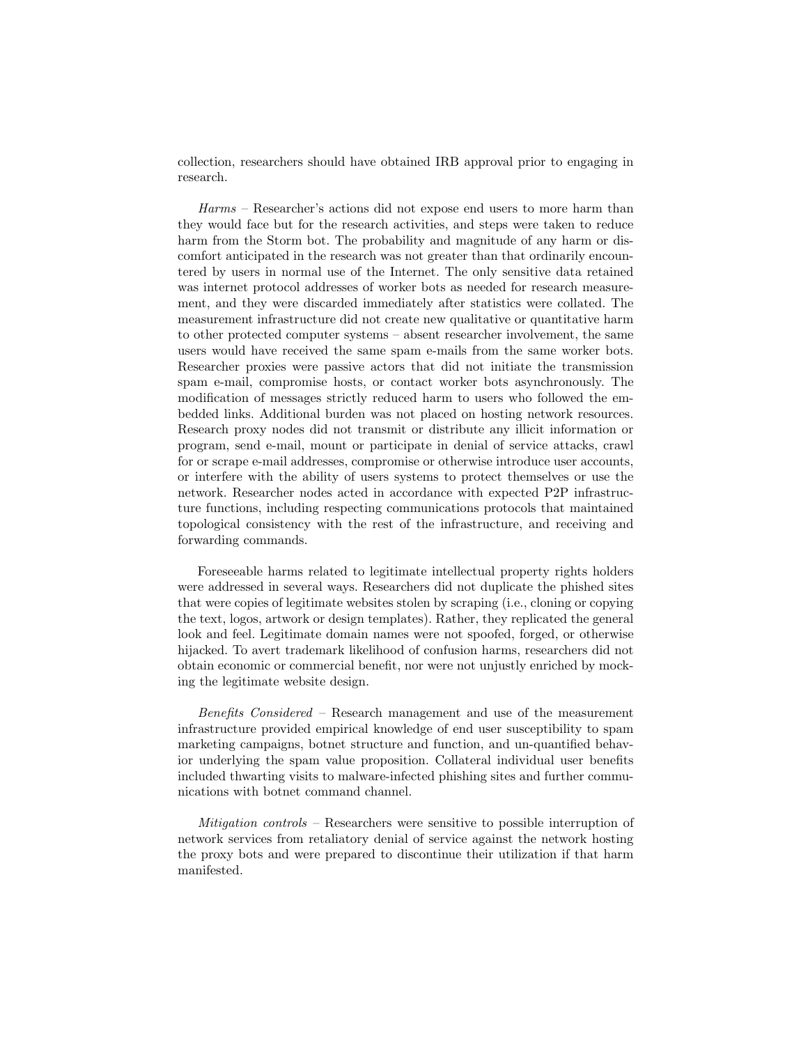collection, researchers should have obtained IRB approval prior to engaging in research.

*Harms* – Researcher's actions did not expose end users to more harm than they would face but for the research activities, and steps were taken to reduce harm from the Storm bot. The probability and magnitude of any harm or discomfort anticipated in the research was not greater than that ordinarily encountered by users in normal use of the Internet. The only sensitive data retained was internet protocol addresses of worker bots as needed for research measurement, and they were discarded immediately after statistics were collated. The measurement infrastructure did not create new qualitative or quantitative harm to other protected computer systems – absent researcher involvement, the same users would have received the same spam e-mails from the same worker bots. Researcher proxies were passive actors that did not initiate the transmission spam e-mail, compromise hosts, or contact worker bots asynchronously. The modification of messages strictly reduced harm to users who followed the embedded links. Additional burden was not placed on hosting network resources. Research proxy nodes did not transmit or distribute any illicit information or program, send e-mail, mount or participate in denial of service attacks, crawl for or scrape e-mail addresses, compromise or otherwise introduce user accounts, or interfere with the ability of users systems to protect themselves or use the network. Researcher nodes acted in accordance with expected P2P infrastructure functions, including respecting communications protocols that maintained topological consistency with the rest of the infrastructure, and receiving and forwarding commands.

Foreseeable harms related to legitimate intellectual property rights holders were addressed in several ways. Researchers did not duplicate the phished sites that were copies of legitimate websites stolen by scraping (i.e., cloning or copying the text, logos, artwork or design templates). Rather, they replicated the general look and feel. Legitimate domain names were not spoofed, forged, or otherwise hijacked. To avert trademark likelihood of confusion harms, researchers did not obtain economic or commercial benefit, nor were not unjustly enriched by mocking the legitimate website design.

*Benefits Considered* – Research management and use of the measurement infrastructure provided empirical knowledge of end user susceptibility to spam marketing campaigns, botnet structure and function, and un-quantified behavior underlying the spam value proposition. Collateral individual user benefits included thwarting visits to malware-infected phishing sites and further communications with botnet command channel.

*Mitigation controls* – Researchers were sensitive to possible interruption of network services from retaliatory denial of service against the network hosting the proxy bots and were prepared to discontinue their utilization if that harm manifested.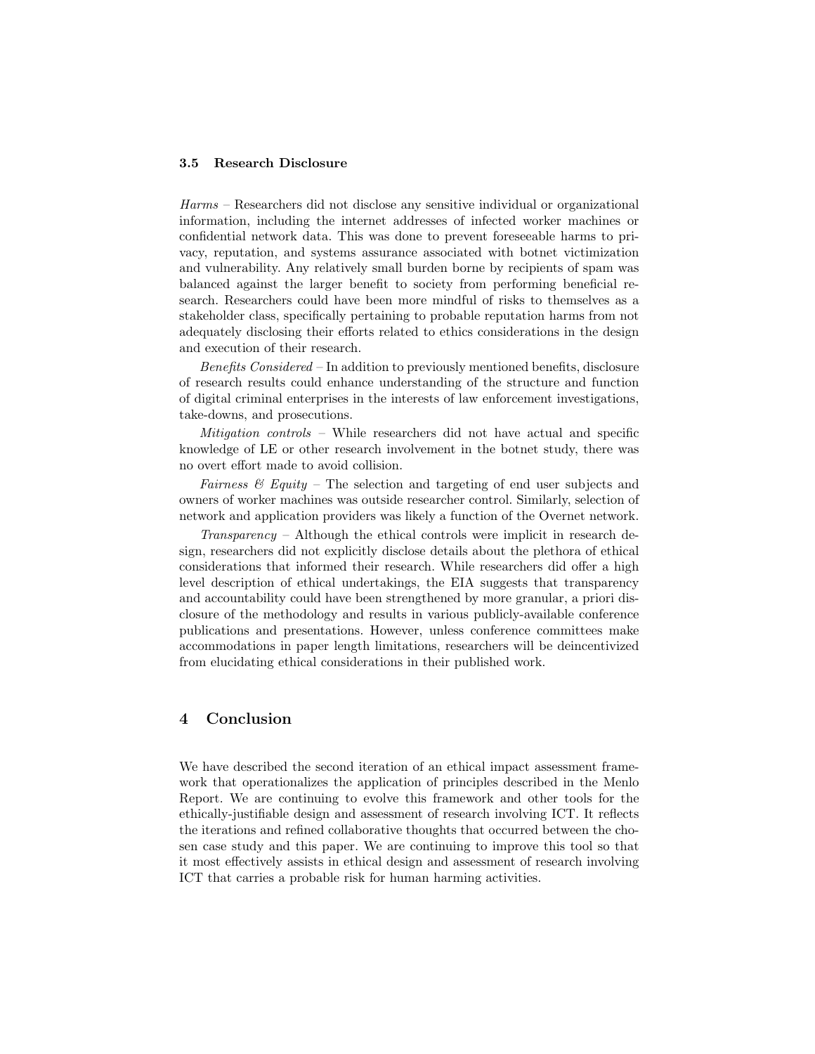### 3.5 Research Disclosure

*Harms* – Researchers did not disclose any sensitive individual or organizational information, including the internet addresses of infected worker machines or confidential network data. This was done to prevent foreseeable harms to privacy, reputation, and systems assurance associated with botnet victimization and vulnerability. Any relatively small burden borne by recipients of spam was balanced against the larger benefit to society from performing beneficial research. Researchers could have been more mindful of risks to themselves as a stakeholder class, specifically pertaining to probable reputation harms from not adequately disclosing their efforts related to ethics considerations in the design and execution of their research.

*Benefits Considered* – In addition to previously mentioned benefits, disclosure of research results could enhance understanding of the structure and function of digital criminal enterprises in the interests of law enforcement investigations, take-downs, and prosecutions.

*Mitigation controls* – While researchers did not have actual and specific knowledge of LE or other research involvement in the botnet study, there was no overt effort made to avoid collision.

*Fairness & Equity* – The selection and targeting of end user subjects and owners of worker machines was outside researcher control. Similarly, selection of network and application providers was likely a function of the Overnet network.

*Transparency* – Although the ethical controls were implicit in research design, researchers did not explicitly disclose details about the plethora of ethical considerations that informed their research. While researchers did offer a high level description of ethical undertakings, the EIA suggests that transparency and accountability could have been strengthened by more granular, a priori disclosure of the methodology and results in various publicly-available conference publications and presentations. However, unless conference committees make accommodations in paper length limitations, researchers will be deincentivized from elucidating ethical considerations in their published work.

## 4 Conclusion

We have described the second iteration of an ethical impact assessment framework that operationalizes the application of principles described in the Menlo Report. We are continuing to evolve this framework and other tools for the ethically-justifiable design and assessment of research involving ICT. It reflects the iterations and refined collaborative thoughts that occurred between the chosen case study and this paper. We are continuing to improve this tool so that it most effectively assists in ethical design and assessment of research involving ICT that carries a probable risk for human harming activities.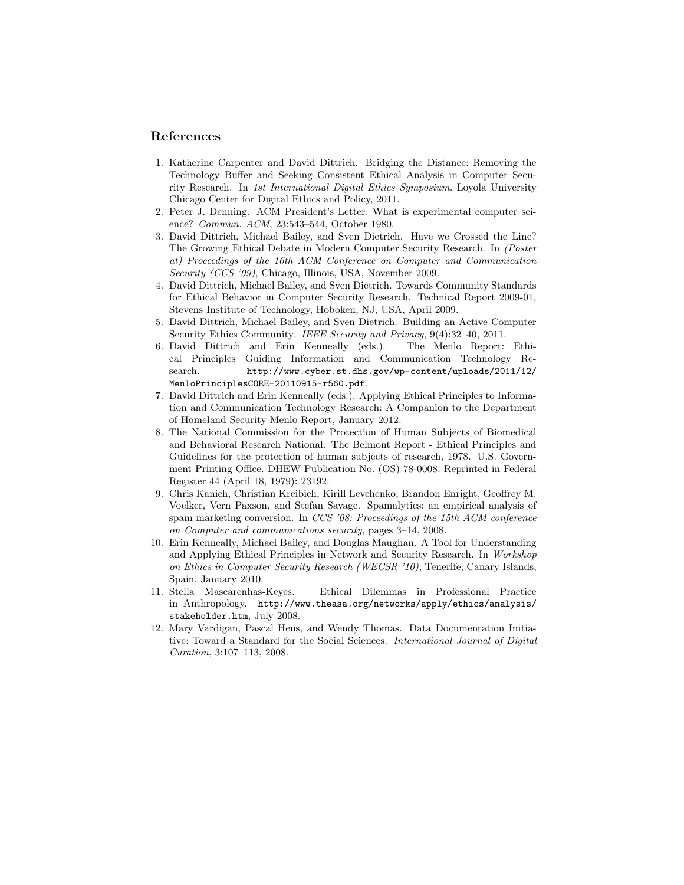## References

1. Katherine Carpenter and David Dittrich. Bridging the Distance: Removing the Technology Buffer and Seeking Consistent Ethical Analysis in Computer Security Research. In *1st International Digital Ethics Symposium*. Loyola University Chicago Center for Digital Ethics and Policy, 2011.
2. Peter J. Denning. ACM President's Letter: What is experimental computer science? *Commun. ACM*, 23:543–544, October 1980.
3. David Dittrich, Michael Bailey, and Sven Dietrich. Have we Crossed the Line? The Growing Ethical Debate in Modern Computer Security Research. In *(Poster at) Proceedings of the 16th ACM Conference on Computer and Communication Security (CCS '09)*, Chicago, Illinois, USA, November 2009.
4. David Dittrich, Michael Bailey, and Sven Dietrich. Towards Community Standards for Ethical Behavior in Computer Security Research. Technical Report 2009-01, Stevens Institute of Technology, Hoboken, NJ, USA, April 2009.
5. David Dittrich, Michael Bailey, and Sven Dietrich. Building an Active Computer Security Ethics Community. *IEEE Security and Privacy*, 9(4):32–40, 2011.
6. David Dittrich and Erin Kenneally (eds.). The Menlo Report: Ethical Principles Guiding Information and Communication Technology Research. `http://www.cyber.st.dhs.gov/wp-content/uploads/2011/12/MenloPrinciplesCORE-20110915-r560.pdf`.
7. David Dittrich and Erin Kenneally (eds.). Applying Ethical Principles to Information and Communication Technology Research: A Companion to the Department of Homeland Security Menlo Report, January 2012.
8. The National Commission for the Protection of Human Subjects of Biomedical and Behavioral Research National. The Belmont Report - Ethical Principles and Guidelines for the protection of human subjects of research, 1978. U.S. Government Printing Office. DHEW Publication No. (OS) 78-0008. Reprinted in Federal Register 44 (April 18, 1979): 23192.
9. Chris Kanich, Christian Kreibich, Kirill Levchenko, Brandon Enright, Geoffrey M. Voelker, Vern Paxson, and Stefan Savage. Spamalytics: an empirical analysis of spam marketing conversion. In *CCS '08: Proceedings of the 15th ACM conference on Computer and communications security*, pages 3–14, 2008.
10. Erin Kenneally, Michael Bailey, and Douglas Maughan. A Tool for Understanding and Applying Ethical Principles in Network and Security Research. In *Workshop on Ethics in Computer Security Research (WECSR '10)*, Tenerife, Canary Islands, Spain, January 2010.
11. Stella Mascarenhas-Keyes. Ethical Dilemmas in Professional Practice in Anthropology. `http://www.theasa.org/networks/apply/ethics/analysis/stakeholder.htm`, July 2008.
12. Mary Vardigan, Pascal Heus, and Wendy Thomas. Data Documentation Initiative: Toward a Standard for the Social Sciences. *International Journal of Digital Curation*, 3:107–113, 2008.